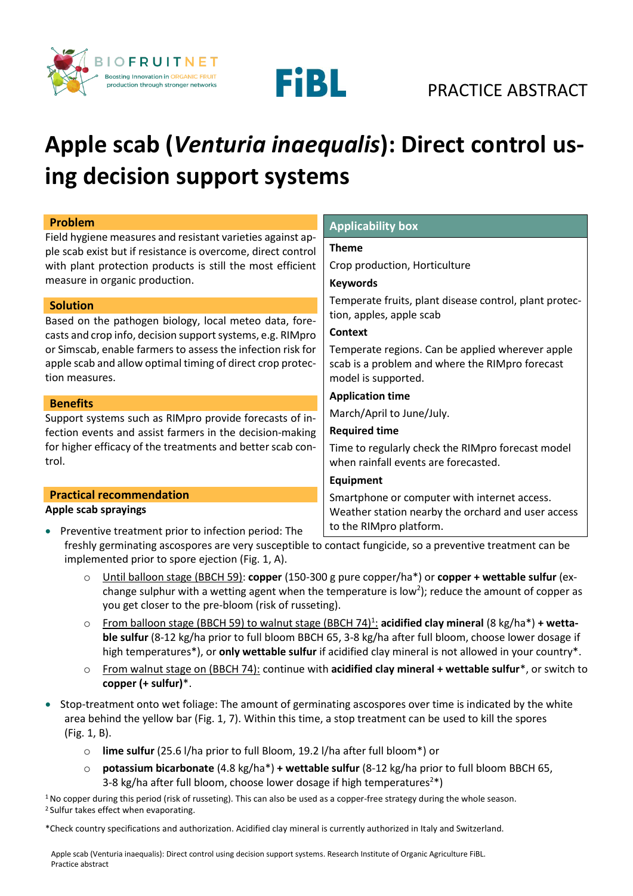PRACTICE ABSTRACT

# Apple scab (*Venturia inaequalis*): Direct control using decision support systems

## Problem

Field hygiene measures and resistant varieties against apple scab exist but if resistance is overcome, direct control with plant protection products is still the most efficient measure in organic production.

## Solution

Based on the pathogen biology, local meteo data, forecasts and crop info, decision support systems, e.g. RIMpro or Simscab, enable farmers to assess the infection risk for apple scab and allow optimal timing of direct crop protection measures.

## Benefits

Support systems such as RIMpro provide forecasts of infection events and assist farmers in the decision-making for higher efficacy of the treatments and better scab control.

## Applicability box

**Theme**

Crop production, Horticulture

**Keywords**

Temperate fruits, plant disease control, plant protection, apples, apple scab

**Context**

Temperate regions. Can be applied wherever apple scab is a problem and where the RIMpro forecast model is supported.

**Application time**

March/April to June/July.

**Required time**

Time to regularly check the RIMpro forecast model when rainfall events are forecasted.

**Equipment**

Smartphone or computer with internet access. Weather station nearby the orchard and user access to the RIMpro platform.

## Practical recommendation

**Apple scab sprayings**

- Preventive treatment prior to infection period: The freshly germinating ascospores are very susceptible to contact fungicide, so a preventive treatment can be implemented prior to spore ejection (Fig. 1, A).
  - Until balloon stage (BBCH 59): **copper** (150-300 g pure copper/ha*) or **copper + wettable sulfur** (exchange sulphur with a wetting agent when the temperature is low[2]); reduce the amount of copper as you get closer to the pre-bloom (risk of russeting).
  - From balloon stage (BBCH 59) to walnut stage (BBCH 74)[1]: **acidified clay mineral** (8 kg/ha*) **+ wettable sulfur** (8-12 kg/ha prior to full bloom BBCH 65, 3-8 kg/ha after full bloom, choose lower dosage if high temperatures*), or **only wettable sulfur** if acidified clay mineral is not allowed in your country*.
  - From walnut stage on (BBCH 74): continue with **acidified clay mineral + wettable sulfur***, or switch to **copper (+ sulfur)***.
- Stop-treatment onto wet foliage: The amount of germinating ascospores over time is indicated by the white area behind the yellow bar (Fig. 1, 7). Within this time, a stop treatment can be used to kill the spores (Fig. 1, B).
  - **lime sulfur** (25.6 l/ha prior to full Bloom, 19.2 l/ha after full bloom*) or
  - **potassium bicarbonate** (4.8 kg/ha*) **+ wettable sulfur** (8-12 kg/ha prior to full bloom BBCH 65, 3-8 kg/ha after full bloom, choose lower dosage if high temperatures[2]*)

[1] No copper during this period (risk of russeting). This can also be used as a copper-free strategy during the whole season.
[2] Sulfur takes effect when evaporating.

*Check country specifications and authorization. Acidified clay mineral is currently authorized in Italy and Switzerland.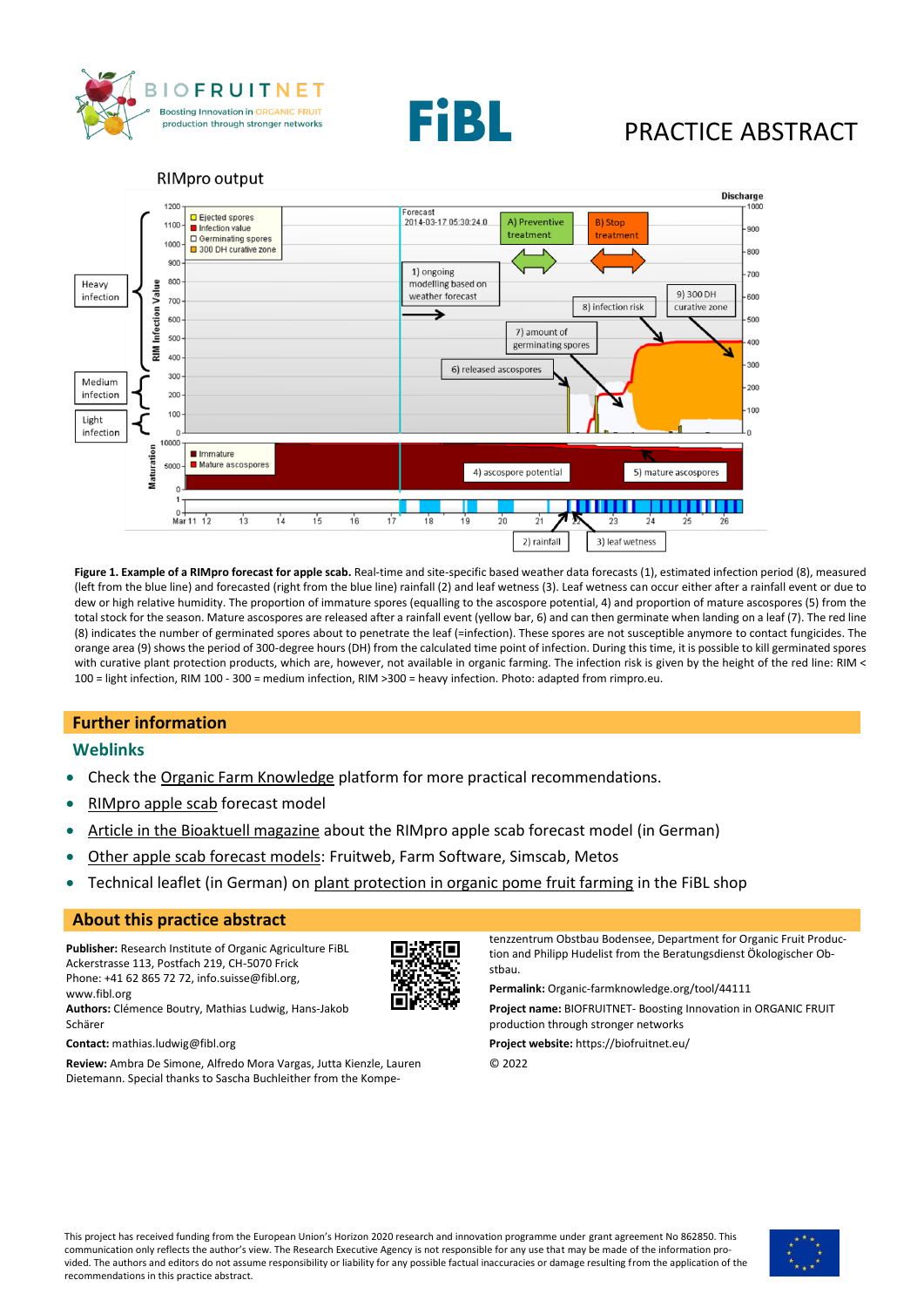PRACTICE ABSTRACT

RIMpro output

Discharge

Forecast
2014-03-17 05:30:24.0

A) Preventive treatment

B) Stop treatment

Ejected spores
Infection value
Germinating spores
300 DH curative zone

1) ongoing modelling based on weather forecast

8) infection risk

9) 300 DH curative zone

7) amount of germinating spores

6) released ascospores

Heavy infection

Medium infection

Light infection

RIM Infection Value

Maturation

Immature
Mature ascospores

4) ascospore potential

5) mature ascospores

Mar 11 12 13 14 15 16 17 18 19 20 21 22 23 24 25 26

2) rainfall

3) leaf wetness

**Figure 1. Example of a RIMpro forecast for apple scab.** Real-time and site-specific based weather data forecasts (1), estimated infection period (8), measured (left from the blue line) and forecasted (right from the blue line) rainfall (2) and leaf wetness (3). Leaf wetness can occur either after a rainfall event or due to dew or high relative humidity. The proportion of immature spores (equalling to the ascospore potential, 4) and proportion of mature ascospores (5) from the total stock for the season. Mature ascospores are released after a rainfall event (yellow bar, 6) and can then germinate when landing on a leaf (7). The red line (8) indicates the number of germinated spores about to penetrate the leaf (=infection). These spores are not susceptible anymore to contact fungicides. The orange area (9) shows the period of 300-degree hours (DH) from the calculated time point of infection. During this time, it is possible to kill germinated spores with curative plant protection products, which are, however, not available in organic farming. The infection risk is given by the height of the red line: RIM < 100 = light infection, RIM 100 - 300 = medium infection, RIM >300 = heavy infection. Photo: adapted from rimpro.eu.

## Further information

### Weblinks

- Check the Organic Farm Knowledge platform for more practical recommendations.
- RIMpro apple scab forecast model
- Article in the Bioaktuell magazine about the RIMpro apple scab forecast model (in German)
- Other apple scab forecast models: Fruitweb, Farm Software, Simscab, Metos
- Technical leaflet (in German) on plant protection in organic pome fruit farming in the FiBL shop

## About this practice abstract

**Publisher:** Research Institute of Organic Agriculture FiBL
Ackerstrasse 113, Postfach 219, CH-5070 Frick
Phone: +41 62 865 72 72, info.suisse@fibl.org,
www.fibl.org

**Authors:** Clémence Boutry, Mathias Ludwig, Hans-Jakob Schärer

**Contact:** mathias.ludwig@fibl.org

**Review:** Ambra De Simone, Alfredo Mora Vargas, Jutta Kienzle, Lauren Dietemann. Special thanks to Sascha Buchleither from the Kompetenzzentrum Obstbau Bodensee, Department for Organic Fruit Production and Philipp Hudelist from the Beratungsdienst Ökologischer Obstbau.

**Permalink:** Organic-farmknowledge.org/tool/44111

**Project name:** BIOFRUITNET- Boosting Innovation in ORGANIC FRUIT production through stronger networks

**Project website:** https://biofruitnet.eu/

© 2022

This project has received funding from the European Union's Horizon 2020 research and innovation programme under grant agreement No 862850. This communication only reflects the author's view. The Research Executive Agency is not responsible for any use that may be made of the information provided. The authors and editors do not assume responsibility or liability for any possible factual inaccuracies or damage resulting from the application of the recommendations in this practice abstract.